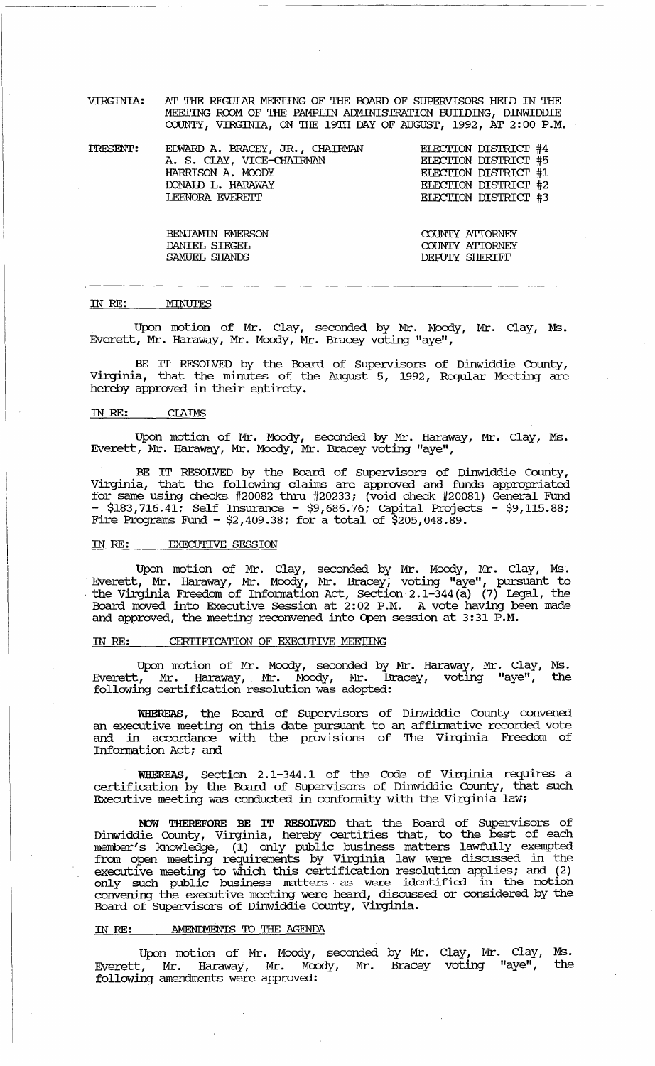VIRGINIA: AT THE REGULAR MEETING OF THE BOARD OF SUPERVISORS HELD IN THE MEETING ROOM OF THE PAMPLIN ADMINISTRATION BUILDING, DINWIDDIE COUNTY, VIRGINIA, ON THE 19TH DAY OF AUGUST, 1992, AT 2:00 P.M.

| PRESENT: | | |
|---|---|---|
| | EDWARD A. BRACEY, JR., CHAIRMAN | ELECTION DISTRICT #4 |
| | A. S. CLAY, VICE-CHAIRMAN | ELECTION DISTRICT #5 |
| | HARRISON A. MOODY | ELECTION DISTRICT #1 |
| | DONALD L. HARAWAY | ELECTION DISTRICT #2 |
| | LEENORA EVERETT | ELECTION DISTRICT #3 |
| | | |
| | BENJAMIN EMERSON | COUNTY ATTORNEY |
| | DANIEL SIEGEL | COUNTY ATTORNEY |
| | SAMUEL SHANDS | DEPUTY SHERIFF |

IN RE: MINUTES

Upon motion of Mr. Clay, seconded by Mr. Moody, Mr. Clay, Ms. Everett, Mr. Haraway, Mr. Moody, Mr. Bracey voting "aye",

BE IT RESOLVED by the Board of Supervisors of Dinwiddie County, Virginia, that the minutes of the August 5, 1992, Regular Meeting are hereby approved in their entirety.

IN RE: CLAIMS

Upon motion of Mr. Moody, seconded by Mr. Haraway, Mr. Clay, Ms. Everett, Mr. Haraway, Mr. Moody, Mr. Bracey voting "aye",

BE IT RESOLVED by the Board of Supervisors of Dinwiddie County, Virginia, that the following claims are approved and funds appropriated for same using checks #20082 thru #20233; (void check #20081) General Fund - $183,716.41; Self Insurance - $9,686.76; Capital Projects - $9,115.88; Fire Programs Fund - $2,409.38; for a total of $205,048.89.

IN RE: EXECUTIVE SESSION

Upon motion of Mr. Clay, seconded by Mr. Moody, Mr. Clay, Ms. Everett, Mr. Haraway, Mr. Moody, Mr. Bracey, voting "aye", pursuant to the Virginia Freedom of Information Act, Section 2.1-344(a) (7) Legal, the Board moved into Executive Session at 2:02 P.M. A vote having been made and approved, the meeting reconvened into Open session at 3:31 P.M.

IN RE: CERTIFICATION OF EXECUTIVE MEETING

Upon motion of Mr. Moody, seconded by Mr. Haraway, Mr. Clay, Ms. Everett, Mr. Haraway, Mr. Moody, Mr. Bracey, voting "aye", the following certification resolution was adopted:

**WHEREAS,** the Board of Supervisors of Dinwiddie County convened an executive meeting on this date pursuant to an affirmative recorded vote and in accordance with the provisions of The Virginia Freedom of Information Act; and

**WHEREAS,** Section 2.1-344.1 of the Code of Virginia requires a certification by the Board of Supervisors of Dinwiddie County, that such Executive meeting was conducted in conformity with the Virginia law;

**NOW THEREFORE BE IT RESOLVED** that the Board of Supervisors of Dinwiddie County, Virginia, hereby certifies that, to the best of each member's knowledge, (1) only public business matters lawfully exempted from open meeting requirements by Virginia law were discussed in the executive meeting to which this certification resolution applies; and (2) only such public business matters as were identified in the motion convening the executive meeting were heard, discussed or considered by the Board of Supervisors of Dinwiddie County, Virginia.

IN RE: AMENDMENTS TO THE AGENDA

Upon motion of Mr. Moody, seconded by Mr. Clay, Mr. Clay, Ms. Everett, Mr. Haraway, Mr. Moody, Mr. Bracey voting "aye", the following amendments were approved: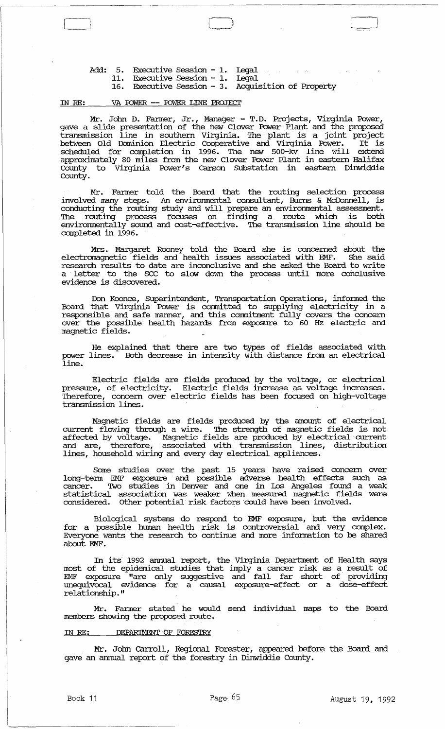Add: 5. Executive Session - 1. Legal
11. Executive Session - 1. Legal
16. Executive Session - 3. Acquisition of Property

IN RE: VA POWER -- POWER LINE PROJECT

Mr. John D. Farmer, Jr., Manager - T.D. Projects, Virginia Power, gave a slide presentation of the new Clover Power Plant and the proposed transmission line in southern Virginia. The plant is a joint project between Old Dominion Electric Cooperative and Virginia Power. It is scheduled for completion in 1996. The new 500-kv line will extend approximately 80 miles from the new Clover Power Plant in eastern Halifax County to Virginia Power's Carson Substation in eastern Dinwiddie County.

Mr. Farmer told the Board that the routing selection process involved many steps. An environmental consultant, Burns & McDonnell, is conducting the routing study and will prepare an environmental assessment. The routing process focuses on finding a route which is both environmentally sound and cost-effective. The transmission line should be completed in 1996.

Mrs. Margaret Rooney told the Board she is concerned about the electromagnetic fields and health issues associated with EMF. She said research results to date are inconclusive and she asked the Board to write a letter to the SCC to slow down the process until more conclusive evidence is discovered.

Don Koonce, Superintendent, Transportation Operations, informed the Board that Virginia Power is committed to supplying electricity in a responsible and safe manner, and this commitment fully covers the concern over the possible health hazards from exposure to 60 Hz electric and magnetic fields.

He explained that there are two types of fields associated with power lines. Both decrease in intensity with distance from an electrical line.

Electric fields are fields produced by the voltage, or electrical pressure, of electricity. Electric fields increase as voltage increases. Therefore, concern over electric fields has been focused on high-voltage transmission lines.

Magnetic fields are fields produced by the amount of electrical current flowing through a wire. The strength of magnetic fields is not affected by voltage. Magnetic fields are produced by electrical current and are, therefore, associated with transmission lines, distribution lines, household wiring and every day electrical appliances.

Some studies over the past 15 years have raised concern over long-term EMF exposure and possible adverse health effects such as cancer. Two studies in Denver and one in Los Angeles found a weak statistical association was weaker when measured magnetic fields were considered. Other potential risk factors could have been involved.

Biological systems do respond to EMF exposure, but the evidence for a possible human health risk is controversial and very complex. Everyone wants the research to continue and more information to be shared about EMF.

In its 1992 annual report, the Virginia Department of Health says most of the epidemical studies that imply a cancer risk as a result of EMF exposure "are only suggestive and fall far short of providing unequivocal evidence for a causal exposure-effect or a dose-effect relationship."

Mr. Farmer stated he would send individual maps to the Board members showing the proposed route.

IN RE: DEPARTMENT OF FORESTRY

Mr. John Carroll, Regional Forester, appeared before the Board and gave an annual report of the forestry in Dinwiddie County.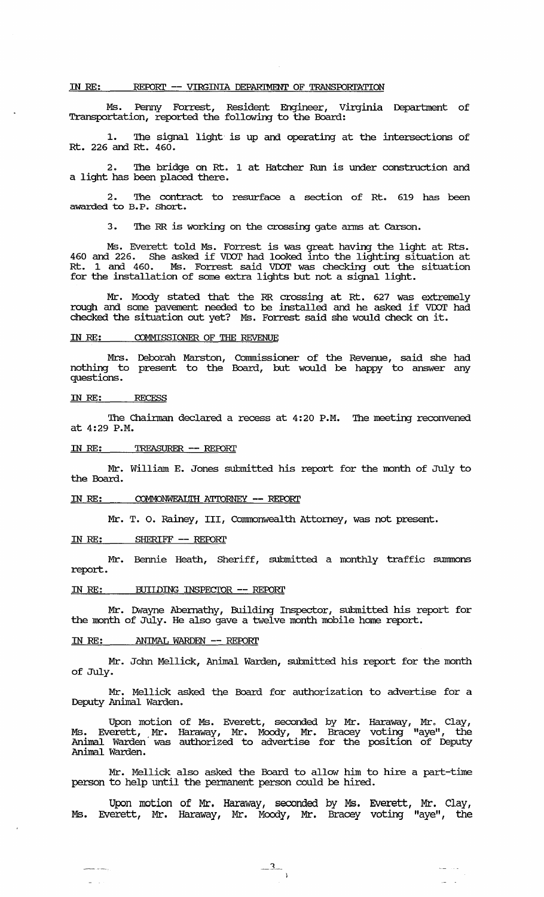IN RE: REPORT -- VIRGINIA DEPARTMENT OF TRANSPORTATION

Ms. Penny Forrest, Resident Engineer, Virginia Department of Transportation, reported the following to the Board:

1. The signal light is up and operating at the intersections of Rt. 226 and Rt. 460.

2. The bridge on Rt. 1 at Hatcher Run is under construction and a light has been placed there.

2. The contract to resurface a section of Rt. 619 has been awarded to B.P. Short.

3. The RR is working on the crossing gate arms at Carson.

Ms. Everett told Ms. Forrest is was great having the light at Rts. 460 and 226. She asked if VDOT had looked into the lighting situation at Rt. 1 and 460. Ms. Forrest said VDOT was checking out the situation for the installation of some extra lights but not a signal light.

Mr. Moody stated that the RR crossing at Rt. 627 was extremely rough and some pavement needed to be installed and he asked if VDOT had checked the situation out yet? Ms. Forrest said she would check on it.

IN RE: COMMISSIONER OF THE REVENUE

Mrs. Deborah Marston, Commissioner of the Revenue, said she had nothing to present to the Board, but would be happy to answer any questions.

IN RE: RECESS

The Chairman declared a recess at 4:20 P.M. The meeting reconvened at 4:29 P.M.

IN RE: TREASURER -- REPORT

Mr. William E. Jones submitted his report for the month of July to the Board.

IN RE: COMMONWEALTH ATTORNEY -- REPORT

Mr. T. O. Rainey, III, Commonwealth Attorney, was not present.

IN RE: SHERIFF -- REPORT

Mr. Bennie Heath, Sheriff, submitted a monthly traffic summons report.

IN RE: BUILDING INSPECTOR -- REPORT

Mr. Dwayne Abernathy, Building Inspector, submitted his report for the month of July. He also gave a twelve month mobile home report.

IN RE: ANIMAL WARDEN -- REPORT

Mr. John Mellick, Animal Warden, submitted his report for the month of July.

Mr. Mellick asked the Board for authorization to advertise for a Deputy Animal Warden.

Upon motion of Ms. Everett, seconded by Mr. Haraway, Mr. Clay, Ms. Everett, Mr. Haraway, Mr. Moody, Mr. Bracey voting "aye", the Animal Warden was authorized to advertise for the position of Deputy Animal Warden.

Mr. Mellick also asked the Board to allow him to hire a part-time person to help until the permanent person could be hired.

Upon motion of Mr. Haraway, seconded by Ms. Everett, Mr. Clay, Ms. Everett, Mr. Haraway, Mr. Moody, Mr. Bracey voting "aye", the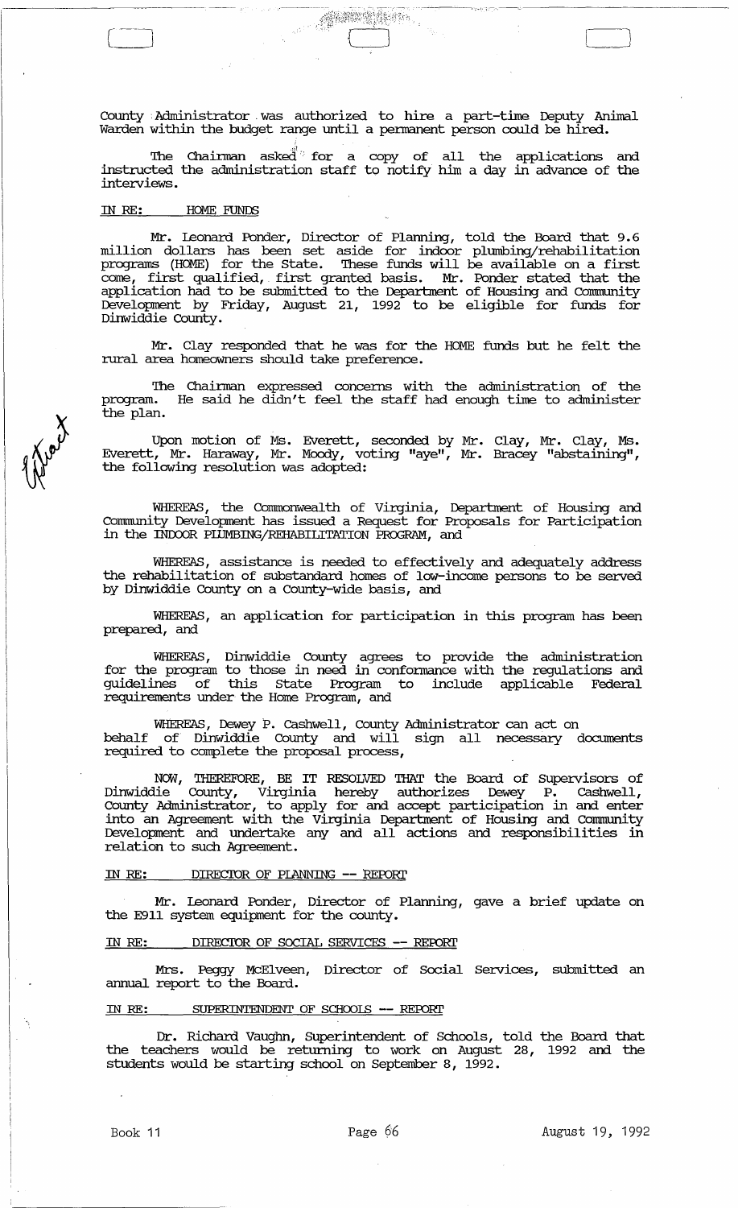County Administrator was authorized to hire a part-time Deputy Animal Warden within the budget range until a permanent person could be hired.

The Chairman asked for a copy of all the applications and instructed the administration staff to notify him a day in advance of the interviews.

IN RE: HOME FUNDS

Mr. Leonard Ponder, Director of Planning, told the Board that 9.6 million dollars has been set aside for indoor plumbing/rehabilitation programs (HOME) for the State. These funds will be available on a first come, first qualified, first granted basis. Mr. Ponder stated that the application had to be submitted to the Department of Housing and Community Development by Friday, August 21, 1992 to be eligible for funds for Dinwiddie County.

Mr. Clay responded that he was for the HOME funds but he felt the rural area homeowners should take preference.

The Chairman expressed concerns with the administration of the program. He said he didn't feel the staff had enough time to administer the plan.

Upon motion of Ms. Everett, seconded by Mr. Clay, Mr. Clay, Ms. Everett, Mr. Haraway, Mr. Moody, voting "aye", Mr. Bracey "abstaining", the following resolution was adopted:

WHEREAS, the Commonwealth of Virginia, Department of Housing and Community Development has issued a Request for Proposals for Participation in the INDOOR PLUMBING/REHABILITATION PROGRAM, and

WHEREAS, assistance is needed to effectively and adequately address the rehabilitation of substandard homes of low-income persons to be served by Dinwiddie County on a County-wide basis, and

WHEREAS, an application for participation in this program has been prepared, and

WHEREAS, Dinwiddie County agrees to provide the administration for the program to those in need in conformance with the regulations and guidelines of this State Program to include applicable Federal requirements under the Home Program, and

WHEREAS, Dewey P. Cashwell, County Administrator can act on behalf of Dinwiddie County and will sign all necessary documents required to complete the proposal process,

NOW, THEREFORE, BE IT RESOLVED THAT the Board of Supervisors of Dinwiddie County, Virginia hereby authorizes Dewey P. Cashwell, County Administrator, to apply for and accept participation in and enter into an Agreement with the Virginia Department of Housing and Community Development and undertake any and all actions and responsibilities in relation to such Agreement.

IN RE: DIRECTOR OF PLANNING -- REPORT

Mr. Leonard Ponder, Director of Planning, gave a brief update on the E911 system equipment for the county.

IN RE: DIRECTOR OF SOCIAL SERVICES -- REPORT

Mrs. Peggy McElveen, Director of Social Services, submitted an annual report to the Board.

IN RE: SUPERINTENDENT OF SCHOOLS -- REPORT

Dr. Richard Vaughn, Superintendent of Schools, told the Board that the teachers would be returning to work on August 28, 1992 and the students would be starting school on September 8, 1992.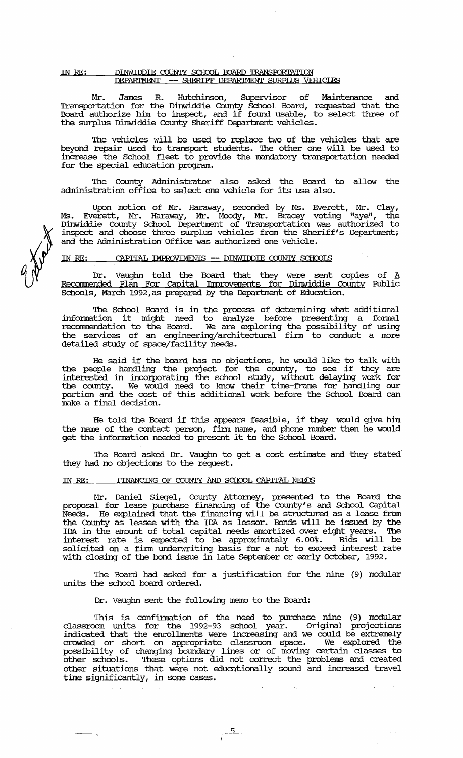IN RE: DINWIDDIE COUNTY SCHOOL BOARD TRANSPORTATION DEPARTMENT -- SHERIFF DEPARTMENT SURPLUS VEHICLES

Mr. James R. Hutchinson, Supervisor of Maintenance and Transportation for the Dinwiddie County School Board, requested that the Board authorize him to inspect, and if found usable, to select three of the surplus Dinwiddie County Sheriff Department vehicles.

The vehicles will be used to replace two of the vehicles that are beyond repair used to transport students. The other one will be used to increase the School fleet to provide the mandatory transportation needed for the special education program.

The County Administrator also asked the Board to allow the administration office to select one vehicle for its use also.

Upon motion of Mr. Haraway, seconded by Ms. Everett, Mr. Clay, Ms. Everett, Mr. Haraway, Mr. Moody, Mr. Bracey voting "aye", the Dinwiddie County School Department of Transportation was authorized to inspect and choose three surplus vehicles from the Sheriff's Department; and the Administration Office was authorized one vehicle.

IN RE: CAPITAL IMPROVEMENTS -- DINWIDDIE COUNTY SCHOOLS

Dr. Vaughn told the Board that they were sent copies of A Recommended Plan For Capital Improvements for Dinwiddie County Public Schools, March 1992, as prepared by the Department of Education.

The School Board is in the process of determining what additional information it might need to analyze before presenting a formal recommendation to the Board. We are exploring the possibility of using the services of an engineering/architectural firm to conduct a more detailed study of space/facility needs.

He said if the board has no objections, he would like to talk with the people handling the project for the county, to see if they are interested in incorporating the school study, without delaying work for the county. We would need to know their time-frame for handling our portion and the cost of this additional work before the School Board can make a final decision.

He told the Board if this appears feasible, if they would give him the name of the contact person, firm name, and phone number then he would get the information needed to present it to the School Board.

The Board asked Dr. Vaughn to get a cost estimate and they stated they had no objections to the request.

IN RE: FINANCING OF COUNTY AND SCHOOL CAPITAL NEEDS

Mr. Daniel Siegel, County Attorney, presented to the Board the proposal for lease purchase financing of the County's and School Capital Needs. He explained that the financing will be structured as a lease from the County as lessee with the IDA as lessor. Bonds will be issued by the IDA in the amount of total capital needs amortized over eight years. The interest rate is expected to be approximately 6.00%. Bids will be solicited on a firm underwriting basis for a not to exceed interest rate with closing of the bond issue in late September or early October, 1992.

The Board had asked for a justification for the nine (9) modular units the school board ordered.

Dr. Vaughn sent the following memo to the Board:

This is confirmation of the need to purchase nine (9) modular classroom units for the 1992-93 school year. Original projections indicated that the enrollments were increasing and we could be extremely crowded or short on appropriate classroom space. We explored the possibility of changing boundary lines or of moving certain classes to other schools. These options did not correct the problems and created other situations that were not educationally sound and increased travel time significantly, in some cases.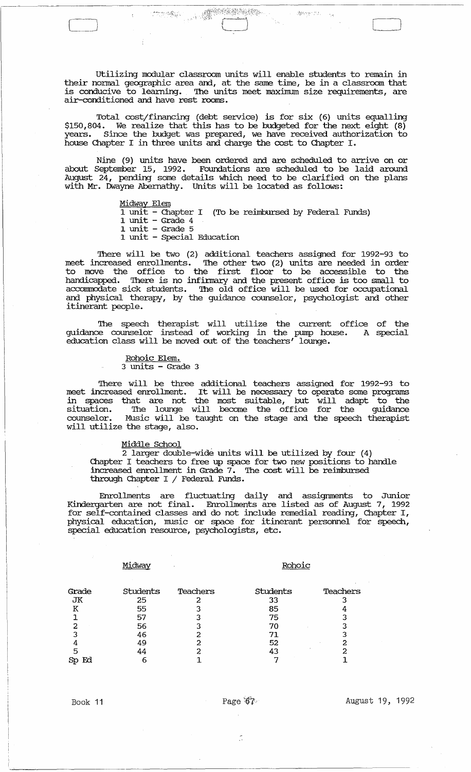Utilizing modular classroom units will enable students to remain in their normal geographic area and, at the same time, be in a classroom that is conducive to learning. The units meet maximum size requirements, are air-conditioned and have rest rooms.

Total cost/financing (debt service) is for six (6) units equalling $150,804. We realize that this has to be budgeted for the next eight (8) years. Since the budget was prepared, we have received authorization to house Chapter I in three units and charge the cost to Chapter I.

Nine (9) units have been ordered and are scheduled to arrive on or about September 15, 1992. Foundations are scheduled to be laid around August 24, pending some details which need to be clarified on the plans with Mr. Dwayne Abernathy. Units will be located as follows:

<u>Midway Elem</u>

1 unit - Chapter I (To be reimbursed by Federal Funds)
1 unit - Grade 4
1 unit - Grade 5
1 unit - Special Education

There will be two (2) additional teachers assigned for 1992-93 to meet increased enrollments. The other two (2) units are needed in order to move the office to the first floor to be accessible to the handicapped. There is no infirmary and the present office is too small to accommodate sick students. The old office will be used for occupational and physical therapy, by the guidance counselor, psychologist and other itinerant people.

The speech therapist will utilize the current office of the guidance counselor instead of working in the pump house. A special education class will be moved out of the teachers' lounge.

<u>Rohoic Elem.</u>

3 units - Grade 3

There will be three additional teachers assigned for 1992-93 to meet increased enrollment. It will be necessary to operate some programs in spaces that are not the most suitable, but will adapt to the situation. The lounge will become the office for the guidance counselor. Music will be taught on the stage and the speech therapist will utilize the stage, also.

<u>Middle School</u>

2 larger double-wide units will be utilized by four (4) Chapter I teachers to free up space for two new positions to handle increased enrollment in Grade 7. The cost will be reimbursed through Chapter I / Federal Funds.

Enrollments are fluctuating daily and assignments to Junior Kindergarten are not final. Enrollments are listed as of August 7, 1992 for self-contained classes and do not include remedial reading, Chapter I, physical education, music or space for itinerant personnel for speech, special education resource, psychologists, etc.

| | Midway | | Rohoic | |
|---|---|---|---|---|
| Grade | Students | Teachers | Students | Teachers |
| JK | 25 | 2 | 33 | 3 |
| K | 55 | 3 | 85 | 4 |
| 1 | 57 | 3 | 75 | 3 |
| 2 | 56 | 3 | 70 | 3 |
| 3 | 46 | 2 | 71 | 3 |
| 4 | 49 | 2 | 52 | 2 |
| 5 | 44 | 2 | 43 | 2 |
| Sp Ed | 6 | 1 | 7 | 1 |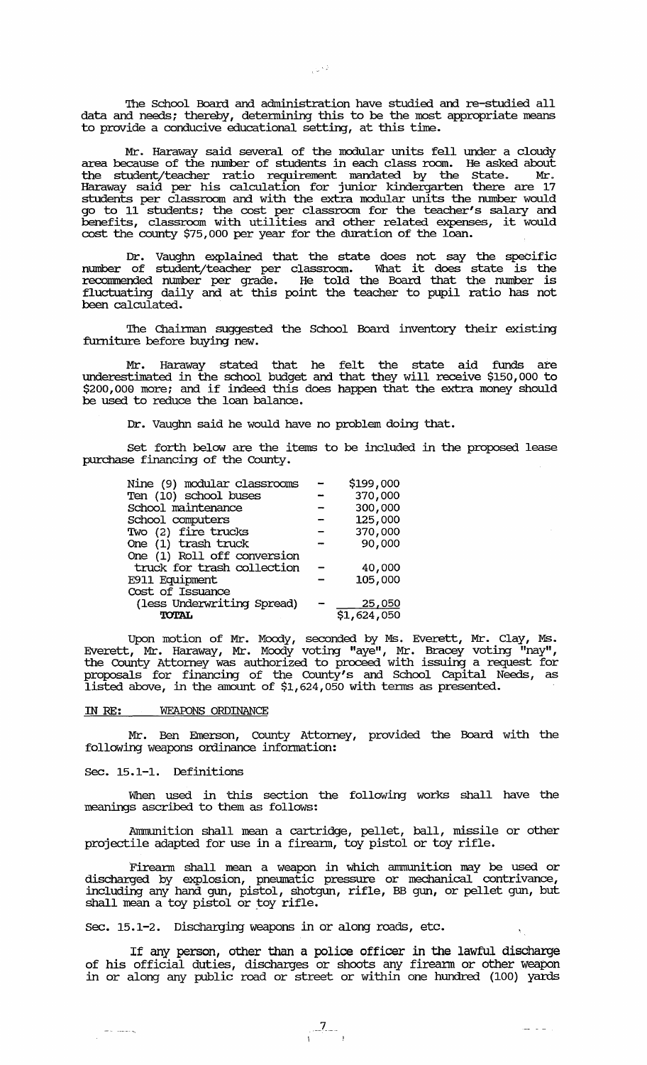The School Board and administration have studied and re-studied all data and needs; thereby, determining this to be the most appropriate means to provide a conducive educational setting, at this time.

Mr. Haraway said several of the modular units fell under a cloudy area because of the number of students in each class room. He asked about the student/teacher ratio requirement mandated by the State. Mr. Haraway said per his calculation for junior kindergarten there are 17 students per classroom and with the extra modular units the number would go to 11 students; the cost per classroom for the teacher's salary and benefits, classroom with utilities and other related expenses, it would cost the county $75,000 per year for the duration of the loan.

Dr. Vaughn explained that the state does not say the specific number of student/teacher per classroom. What it does state is the recommended number per grade. He told the Board that the number is fluctuating daily and at this point the teacher to pupil ratio has not been calculated.

The Chairman suggested the School Board inventory their existing furniture before buying new.

Mr. Haraway stated that he felt the state aid funds are underestimated in the school budget and that they will receive $150,000 to $200,000 more; and if indeed this does happen that the extra money should be used to reduce the loan balance.

Dr. Vaughn said he would have no problem doing that.

Set forth below are the items to be included in the proposed lease purchase financing of the County.

| | | |
|---|---|---|
| Nine (9) modular classrooms | - | $199,000 |
| Ten (10) school buses | - | 370,000 |
| School maintenance | - | 300,000 |
| School computers | - | 125,000 |
| Two (2) fire trucks | - | 370,000 |
| One (1) trash truck | - | 90,000 |
| One (1) Roll off conversion truck for trash collection | - | 40,000 |
| E911 Equipment | - | 105,000 |
| Cost of Issuance (less Underwriting Spread) | - | 25,050 |
| **TOTAL** | | $1,624,050 |

Upon motion of Mr. Moody, seconded by Ms. Everett, Mr. Clay, Ms. Everett, Mr. Haraway, Mr. Moody voting "aye", Mr. Bracey voting "nay", the County Attorney was authorized to proceed with issuing a request for proposals for financing of the County's and School Capital Needs, as listed above, in the amount of $1,624,050 with terms as presented.

IN RE: WEAPONS ORDINANCE

Mr. Ben Emerson, County Attorney, provided the Board with the following weapons ordinance information:

Sec. 15.1-1. Definitions

When used in this section the following works shall have the meanings ascribed to them as follows:

Ammunition shall mean a cartridge, pellet, ball, missile or other projectile adapted for use in a firearm, toy pistol or toy rifle.

Firearm shall mean a weapon in which ammunition may be used or discharged by explosion, pneumatic pressure or mechanical contrivance, including any hand gun, pistol, shotgun, rifle, BB gun, or pellet gun, but shall mean a toy pistol or toy rifle.

Sec. 15.1-2. Discharging weapons in or along roads, etc.

If any person, other than a police officer in the lawful discharge of his official duties, discharges or shoots any firearm or other weapon in or along any public road or street or within one hundred (100) yards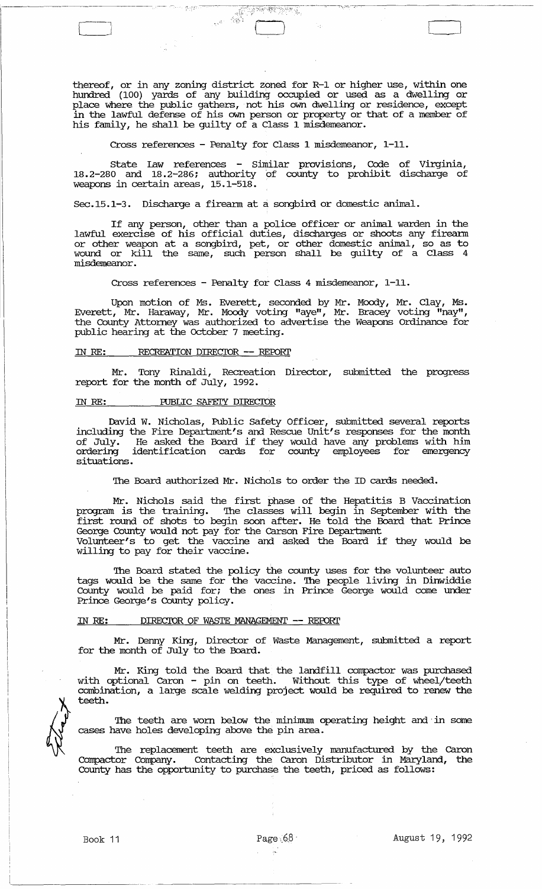thereof, or in any zoning district zoned for R-1 or higher use, within one hundred (100) yards of any building occupied or used as a dwelling or place where the public gathers, not his own dwelling or residence, except in the lawful defense of his own person or property or that of a member of his family, he shall be guilty of a Class 1 misdemeanor.

Cross references - Penalty for Class 1 misdemeanor, 1-11.

State Law references - Similar provisions, Code of Virginia, 18.2-280 and 18.2-286; authority of county to prohibit discharge of weapons in certain areas, 15.1-518.

Sec.15.1-3. Discharge a firearm at a songbird or domestic animal.

If any person, other than a police officer or animal warden in the lawful exercise of his official duties, discharges or shoots any firearm or other weapon at a songbird, pet, or other domestic animal, so as to wound or kill the same, such person shall be guilty of a Class 4 misdemeanor.

Cross references - Penalty for Class 4 misdemeanor, 1-11.

Upon motion of Ms. Everett, seconded by Mr. Moody, Mr. Clay, Ms. Everett, Mr. Haraway, Mr. Moody voting "aye", Mr. Bracey voting "nay", the County Attorney was authorized to advertise the Weapons Ordinance for public hearing at the October 7 meeting.

IN RE: RECREATION DIRECTOR -- REPORT

Mr. Tony Rinaldi, Recreation Director, submitted the progress report for the month of July, 1992.

IN RE: PUBLIC SAFETY DIRECTOR

David W. Nicholas, Public Safety Officer, submitted several reports including the Fire Department's and Rescue Unit's responses for the month of July. He asked the Board if they would have any problems with him ordering identification cards for county employees for emergency situations.

The Board authorized Mr. Nichols to order the ID cards needed.

Mr. Nichols said the first phase of the Hepatitis B Vaccination program is the training. The classes will begin in September with the first round of shots to begin soon after. He told the Board that Prince George County would not pay for the Carson Fire Department Volunteer's to get the vaccine and asked the Board if they would be willing to pay for their vaccine.

The Board stated the policy the county uses for the volunteer auto tags would be the same for the vaccine. The people living in Dinwiddie County would be paid for; the ones in Prince George would come under Prince George's County policy.

IN RE: DIRECTOR OF WASTE MANAGEMENT -- REPORT

Mr. Denny King, Director of Waste Management, submitted a report for the month of July to the Board.

Mr. King told the Board that the landfill compactor was purchased with optional Caron - pin on teeth. Without this type of wheel/teeth combination, a large scale welding project would be required to renew the teeth.

The teeth are worn below the minimum operating height and in some cases have holes developing above the pin area.

The replacement teeth are exclusively manufactured by the Caron Compactor Company. Contacting the Caron Distributor in Maryland, the County has the opportunity to purchase the teeth, priced as follows: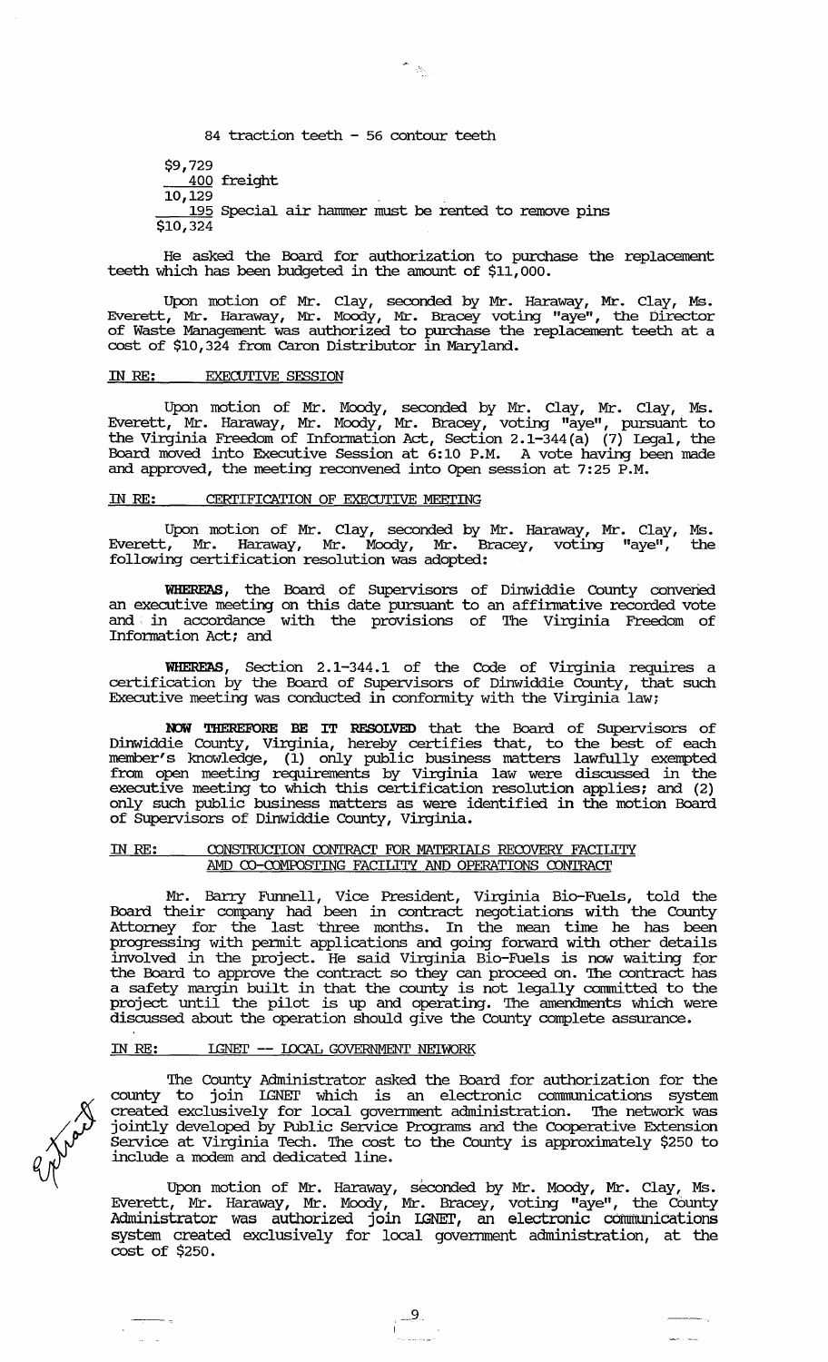84 traction teeth - 56 contour teeth

$9,729
400 freight
10,129
195 Special air hammer must be rented to remove pins
$10,324

He asked the Board for authorization to purchase the replacement teeth which has been budgeted in the amount of $11,000.

Upon motion of Mr. Clay, seconded by Mr. Haraway, Mr. Clay, Ms. Everett, Mr. Haraway, Mr. Moody, Mr. Bracey voting "aye", the Director of Waste Management was authorized to purchase the replacement teeth at a cost of $10,324 from Caron Distributor in Maryland.

IN RE: EXECUTIVE SESSION

Upon motion of Mr. Moody, seconded by Mr. Clay, Mr. Clay, Ms. Everett, Mr. Haraway, Mr. Moody, Mr. Bracey, voting "aye", pursuant to the Virginia Freedom of Information Act, Section 2.1-344(a) (7) Legal, the Board moved into Executive Session at 6:10 P.M. A vote having been made and approved, the meeting reconvened into Open session at 7:25 P.M.

IN RE: CERTIFICATION OF EXECUTIVE MEETING

Upon motion of Mr. Clay, seconded by Mr. Haraway, Mr. Clay, Ms. Everett, Mr. Haraway, Mr. Moody, Mr. Bracey, voting "aye", the following certification resolution was adopted:

**WHEREAS**, the Board of Supervisors of Dinwiddie County convened an executive meeting on this date pursuant to an affirmative recorded vote and in accordance with the provisions of The Virginia Freedom of Information Act; and

**WHEREAS**, Section 2.1-344.1 of the Code of Virginia requires a certification by the Board of Supervisors of Dinwiddie County, that such Executive meeting was conducted in conformity with the Virginia law;

**NOW THEREFORE BE IT RESOLVED** that the Board of Supervisors of Dinwiddie County, Virginia, hereby certifies that, to the best of each member's knowledge, (1) only public business matters lawfully exempted from open meeting requirements by Virginia law were discussed in the executive meeting to which this certification resolution applies; and (2) only such public business matters as were identified in the motion Board of Supervisors of Dinwiddie County, Virginia.

IN RE: CONSTRUCTION CONTRACT FOR MATERIALS RECOVERY FACILITY AND CO-COMPOSTING FACILITY AND OPERATIONS CONTRACT

Mr. Barry Funnell, Vice President, Virginia Bio-Fuels, told the Board their company had been in contract negotiations with the County Attorney for the last three months. In the mean time he has been progressing with permit applications and going forward with other details involved in the project. He said Virginia Bio-Fuels is now waiting for the Board to approve the contract so they can proceed on. The contract has a safety margin built in that the county is not legally committed to the project until the pilot is up and operating. The amendments which were discussed about the operation should give the County complete assurance.

IN RE: LGNET -- LOCAL GOVERNMENT NETWORK

The County Administrator asked the Board for authorization for the county to join LGNET which is an electronic communications system created exclusively for local government administration. The network was jointly developed by Public Service Programs and the Cooperative Extension Service at Virginia Tech. The cost to the County is approximately $250 to include a modem and dedicated line.

Upon motion of Mr. Haraway, seconded by Mr. Moody, Mr. Clay, Ms. Everett, Mr. Haraway, Mr. Moody, Mr. Bracey, voting "aye", the County Administrator was authorized join LGNET, an electronic communications system created exclusively for local government administration, at the cost of $250.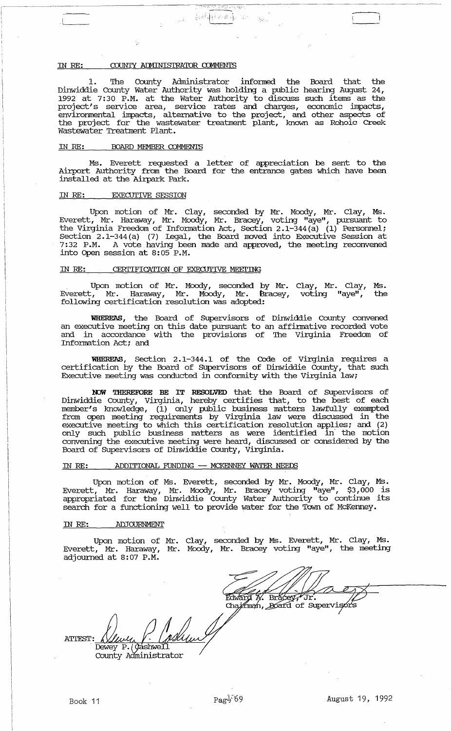IN RE: COUNTY ADMINISTRATOR COMMENTS

1. The County Administrator informed the Board that the Dinwiddie County Water Authority was holding a public hearing August 24, 1992 at 7:30 P.M. at the Water Authority to discuss such items as the project's service area, service rates and charges, economic impacts, environmental impacts, alternative to the project, and other aspects of the project for the wastewater treatment plant, known as Rohoic Creek Wastewater Treatment Plant.

IN RE: BOARD MEMBER COMMENTS

Ms. Everett requested a letter of appreciation be sent to the Airport Authority from the Board for the entrance gates which have been installed at the Airpark Park.

IN RE: EXECUTIVE SESSION

Upon motion of Mr. Clay, seconded by Mr. Moody, Mr. Clay, Ms. Everett, Mr. Haraway, Mr. Moody, Mr. Bracey, voting "aye", pursuant to the Virginia Freedom of Information Act, Section 2.1-344(a) (1) Personnel; Section 2.1-344(a) (7) Legal, the Board moved into Executive Session at 7:32 P.M. A vote having been made and approved, the meeting reconvened into Open session at 8:05 P.M.

IN RE: CERTIFICATION OF EXECUTIVE MEETING

Upon motion of Mr. Moody, seconded by Mr. Clay, Mr. Clay, Ms. Everett, Mr. Haraway, Mr. Moody, Mr. Bracey, voting "aye", the following certification resolution was adopted:

**WHEREAS**, the Board of Supervisors of Dinwiddie County convened an executive meeting on this date pursuant to an affirmative recorded vote and in accordance with the provisions of The Virginia Freedom of Information Act; and

**WHEREAS**, Section 2.1-344.1 of the Code of Virginia requires a certification by the Board of Supervisors of Dinwiddie County, that such Executive meeting was conducted in conformity with the Virginia law;

**NOW THEREFORE BE IT RESOLVED** that the Board of Supervisors of Dinwiddie County, Virginia, hereby certifies that, to the best of each member's knowledge, (1) only public business matters lawfully exempted from open meeting requirements by Virginia law were discussed in the executive meeting to which this certification resolution applies; and (2) only such public business matters as were identified in the motion convening the executive meeting were heard, discussed or considered by the Board of Supervisors of Dinwiddie County, Virginia.

IN RE: ADDITIONAL FUNDING -- MCKENNEY WATER NEEDS

Upon motion of Ms. Everett, seconded by Mr. Moody, Mr. Clay, Ms. Everett, Mr. Haraway, Mr. Moody, Mr. Bracey voting "aye", $3,000 is appropriated for the Dinwiddie County Water Authority to continue its search for a functioning well to provide water for the Town of McKenney.

IN RE: ADJOURNMENT

Upon motion of Mr. Clay, seconded by Ms. Everett, Mr. Clay, Ms. Everett, Mr. Haraway, Mr. Moody, Mr. Bracey voting "aye", the meeting adjourned at 8:07 P.M.

Edward A. Bracey, Jr.
Chairman, Board of Supervisors

ATTEST:
Dewey P. Cashwell
County Administrator

Book 11 August 19, 1992